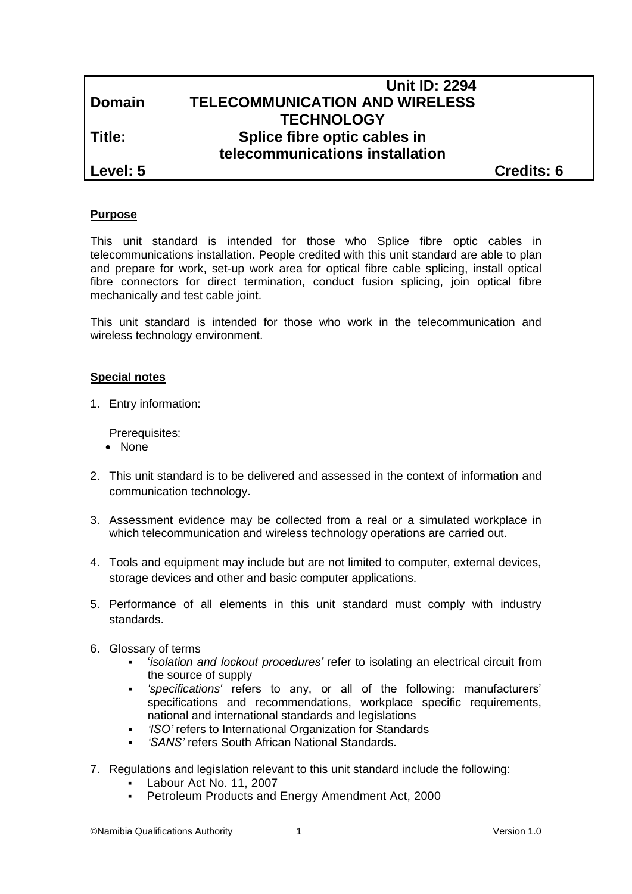| | Unit ID: 2294 | |
|---|---|---|
| **Domain** | **TELECOMMUNICATION AND WIRELESS TECHNOLOGY** | |
| **Title:** | **Splice fibre optic cables in telecommunications installation** | |
| **Level: 5** | | **Credits: 6** |

## Purpose

This unit standard is intended for those who Splice fibre optic cables in telecommunications installation. People credited with this unit standard are able to plan and prepare for work, set-up work area for optical fibre cable splicing, install optical fibre connectors for direct termination, conduct fusion splicing, join optical fibre mechanically and test cable joint.

This unit standard is intended for those who work in the telecommunication and wireless technology environment.

## Special notes

1. Entry information:

   Prerequisites:
   - None

2. This unit standard is to be delivered and assessed in the context of information and communication technology.

3. Assessment evidence may be collected from a real or a simulated workplace in which telecommunication and wireless technology operations are carried out.

4. Tools and equipment may include but are not limited to computer, external devices, storage devices and other and basic computer applications.

5. Performance of all elements in this unit standard must comply with industry standards.

6. Glossary of terms
   - '*isolation and lockout procedures'* refer to isolating an electrical circuit from the source of supply
   - *'specifications'* refers to any, or all of the following: manufacturers' specifications and recommendations, workplace specific requirements, national and international standards and legislations
   - *'ISO'* refers to International Organization for Standards
   - *'SANS'* refers South African National Standards.

7. Regulations and legislation relevant to this unit standard include the following:
   - Labour Act No. 11, 2007
   - Petroleum Products and Energy Amendment Act, 2000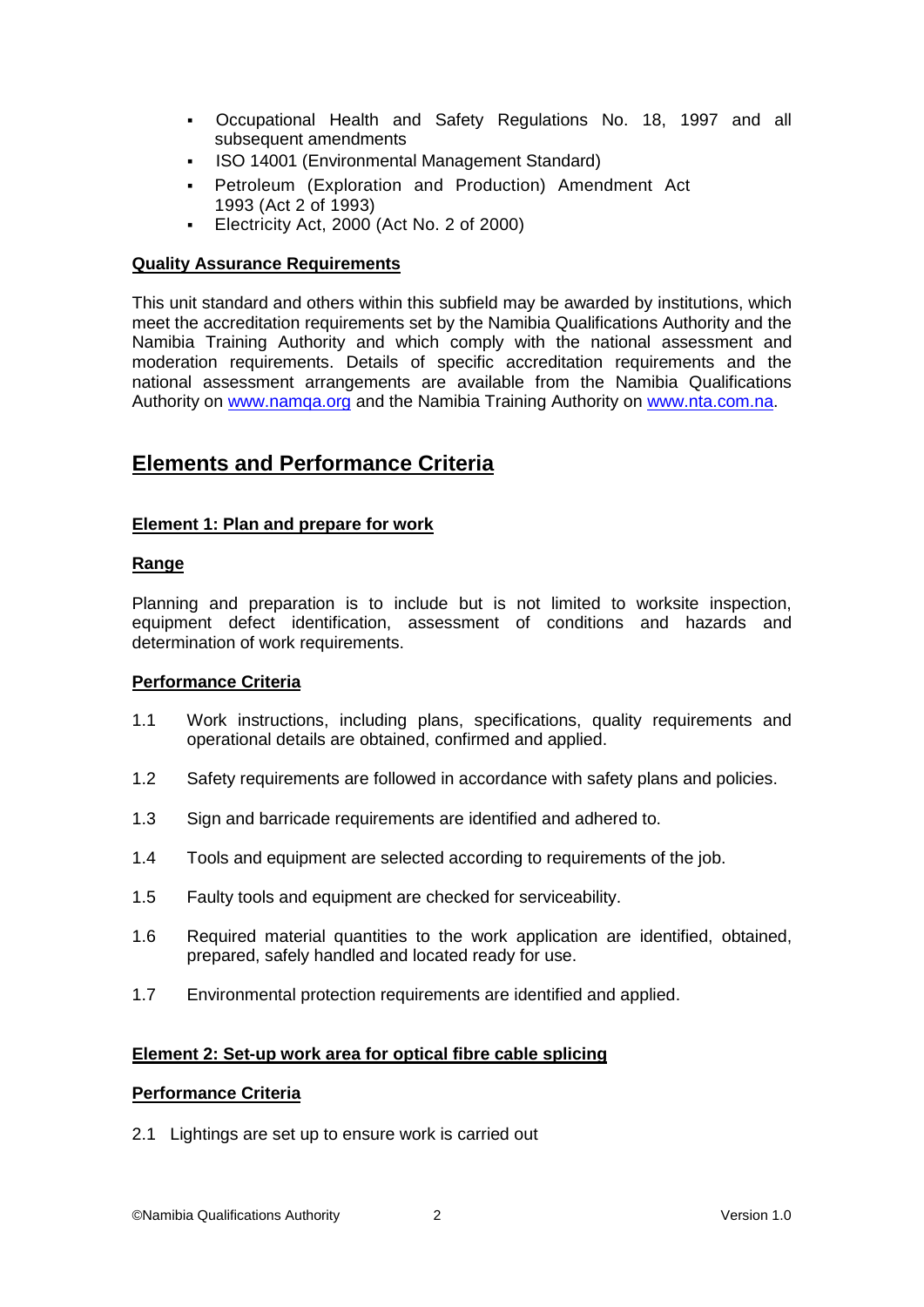- Occupational Health and Safety Regulations No. 18, 1997 and all subsequent amendments
- ISO 14001 (Environmental Management Standard)
- Petroleum (Exploration and Production) Amendment Act 1993 (Act 2 of 1993)
- Electricity Act, 2000 (Act No. 2 of 2000)

**Quality Assurance Requirements**

This unit standard and others within this subfield may be awarded by institutions, which meet the accreditation requirements set by the Namibia Qualifications Authority and the Namibia Training Authority and which comply with the national assessment and moderation requirements. Details of specific accreditation requirements and the national assessment arrangements are available from the Namibia Qualifications Authority on www.namqa.org and the Namibia Training Authority on www.nta.com.na.

## Elements and Performance Criteria

**Element 1: Plan and prepare for work**

**Range**

Planning and preparation is to include but is not limited to worksite inspection, equipment defect identification, assessment of conditions and hazards and determination of work requirements.

**Performance Criteria**

1.1 Work instructions, including plans, specifications, quality requirements and operational details are obtained, confirmed and applied.

1.2 Safety requirements are followed in accordance with safety plans and policies.

1.3 Sign and barricade requirements are identified and adhered to.

1.4 Tools and equipment are selected according to requirements of the job.

1.5 Faulty tools and equipment are checked for serviceability.

1.6 Required material quantities to the work application are identified, obtained, prepared, safely handled and located ready for use.

1.7 Environmental protection requirements are identified and applied.

**Element 2: Set-up work area for optical fibre cable splicing**

**Performance Criteria**

2.1 Lightings are set up to ensure work is carried out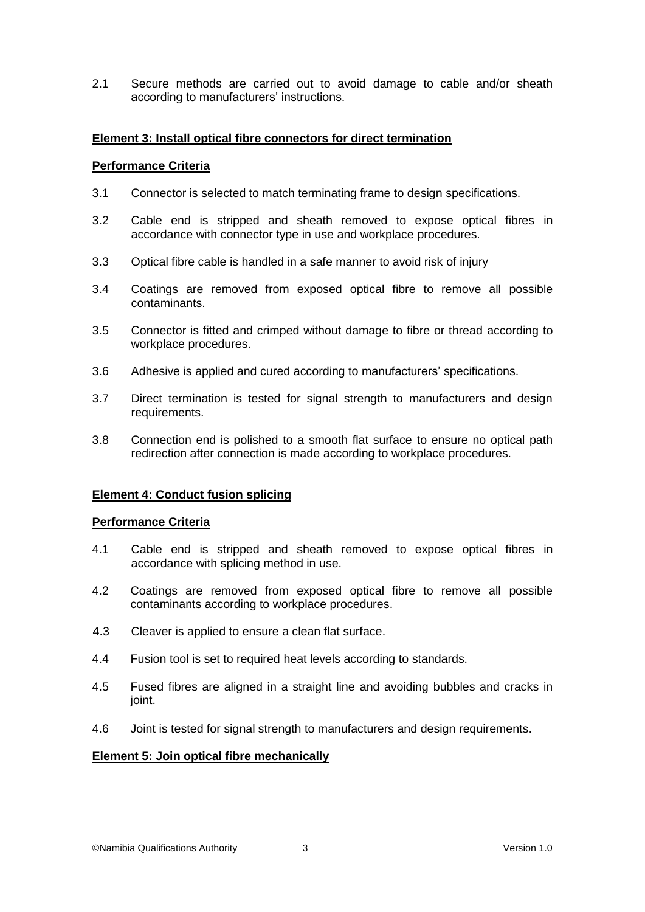2.1 Secure methods are carried out to avoid damage to cable and/or sheath according to manufacturers' instructions.

**Element 3: Install optical fibre connectors for direct termination**

**Performance Criteria**

3.1 Connector is selected to match terminating frame to design specifications.

3.2 Cable end is stripped and sheath removed to expose optical fibres in accordance with connector type in use and workplace procedures.

3.3 Optical fibre cable is handled in a safe manner to avoid risk of injury

3.4 Coatings are removed from exposed optical fibre to remove all possible contaminants.

3.5 Connector is fitted and crimped without damage to fibre or thread according to workplace procedures.

3.6 Adhesive is applied and cured according to manufacturers' specifications.

3.7 Direct termination is tested for signal strength to manufacturers and design requirements.

3.8 Connection end is polished to a smooth flat surface to ensure no optical path redirection after connection is made according to workplace procedures.

**Element 4: Conduct fusion splicing**

**Performance Criteria**

4.1 Cable end is stripped and sheath removed to expose optical fibres in accordance with splicing method in use.

4.2 Coatings are removed from exposed optical fibre to remove all possible contaminants according to workplace procedures.

4.3 Cleaver is applied to ensure a clean flat surface.

4.4 Fusion tool is set to required heat levels according to standards.

4.5 Fused fibres are aligned in a straight line and avoiding bubbles and cracks in joint.

4.6 Joint is tested for signal strength to manufacturers and design requirements.

**Element 5: Join optical fibre mechanically**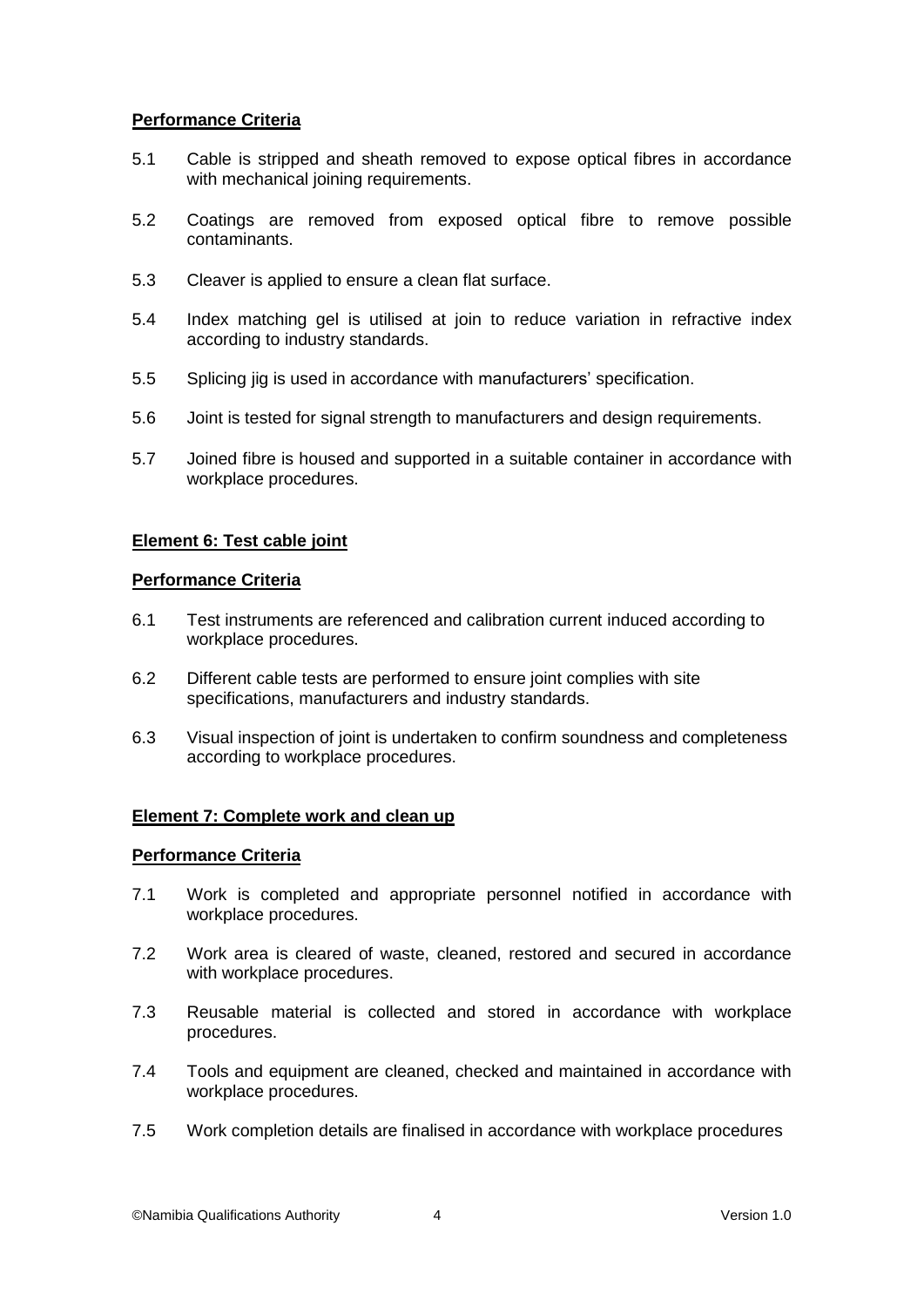**Performance Criteria**

5.1 Cable is stripped and sheath removed to expose optical fibres in accordance with mechanical joining requirements.

5.2 Coatings are removed from exposed optical fibre to remove possible contaminants.

5.3 Cleaver is applied to ensure a clean flat surface.

5.4 Index matching gel is utilised at join to reduce variation in refractive index according to industry standards.

5.5 Splicing jig is used in accordance with manufacturers' specification.

5.6 Joint is tested for signal strength to manufacturers and design requirements.

5.7 Joined fibre is housed and supported in a suitable container in accordance with workplace procedures.

**Element 6: Test cable joint**

**Performance Criteria**

6.1 Test instruments are referenced and calibration current induced according to workplace procedures.

6.2 Different cable tests are performed to ensure joint complies with site specifications, manufacturers and industry standards.

6.3 Visual inspection of joint is undertaken to confirm soundness and completeness according to workplace procedures.

**Element 7: Complete work and clean up**

**Performance Criteria**

7.1 Work is completed and appropriate personnel notified in accordance with workplace procedures.

7.2 Work area is cleared of waste, cleaned, restored and secured in accordance with workplace procedures.

7.3 Reusable material is collected and stored in accordance with workplace procedures.

7.4 Tools and equipment are cleaned, checked and maintained in accordance with workplace procedures.

7.5 Work completion details are finalised in accordance with workplace procedures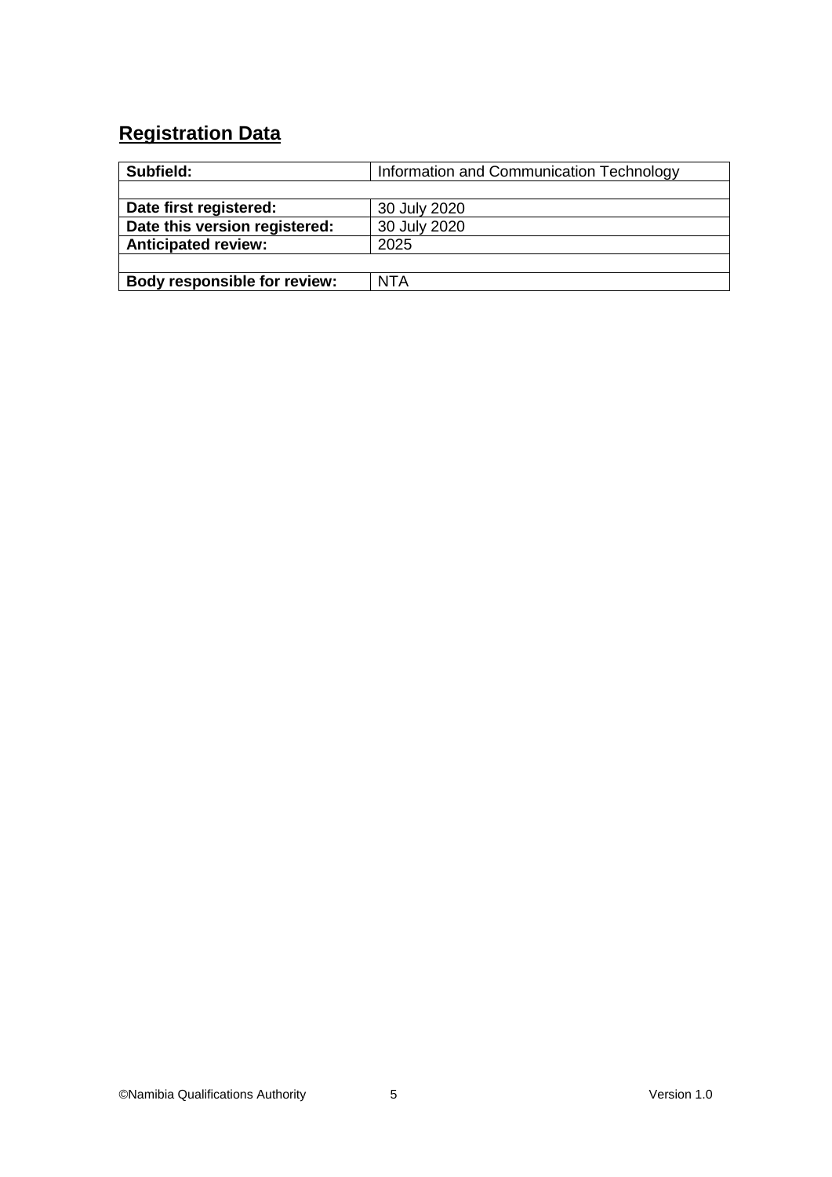## Registration Data

| | |
|---|---|
| **Subfield:** | Information and Communication Technology |
| | |
| **Date first registered:** | 30 July 2020 |
| **Date this version registered:** | 30 July 2020 |
| **Anticipated review:** | 2025 |
| | |
| **Body responsible for review:** | NTA |